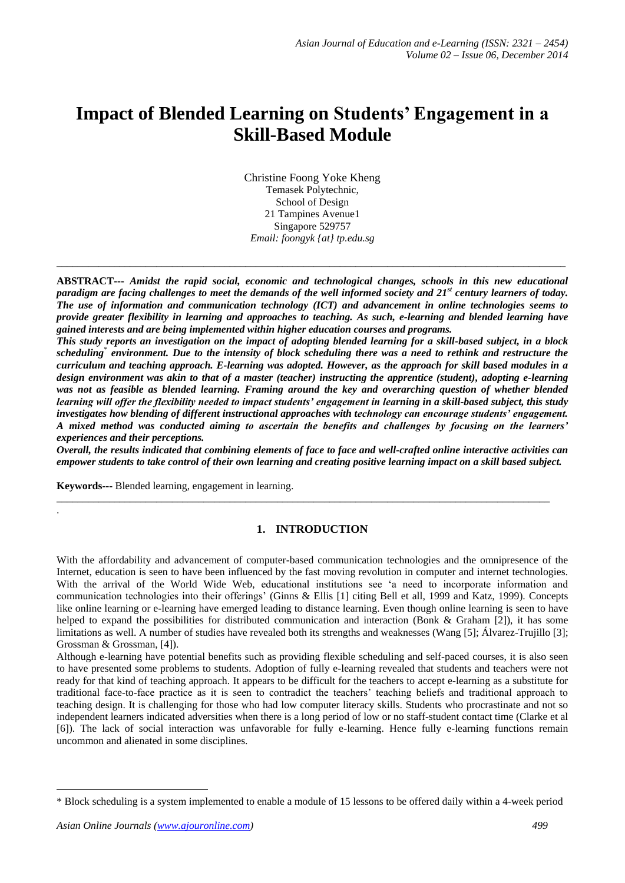// Transcription of page 1 of 6, document ca2c453680f1
# Impact of Blended Learning on Students' Engagement in a Skill-Based Module

Christine Foong Yoke Kheng
Temasek Polytechnic,
School of Design
21 Tampines Avenue1
Singapore 529757
*Email: foongyk {at} tp.edu.sg*

---

**ABSTRACT---** ***Amidst the rapid social, economic and technological changes, schools in this new educational paradigm are facing challenges to meet the demands of the well informed society and 21st century learners of today. The use of information and communication technology (ICT) and advancement in online technologies seems to provide greater flexibility in learning and approaches to teaching. As such, e-learning and blended learning have gained interests and are being implemented within higher education courses and programs.***

***This study reports an investigation on the impact of adopting blended learning for a skill-based subject, in a block scheduling* environment. Due to the intensity of block scheduling there was a need to rethink and restructure the curriculum and teaching approach. E-learning was adopted. However, as the approach for skill based modules in a design environment was akin to that of a master (teacher) instructing the apprentice (student), adopting e-learning was not as feasible as blended learning. Framing around the key and overarching question of whether blended learning will offer the flexibility needed to impact students' engagement in learning in a skill-based subject, this study investigates how blending of different instructional approaches with technology can encourage students' engagement. A mixed method was conducted aiming to ascertain the benefits and challenges by focusing on the learners' experiences and their perceptions.***

***Overall, the results indicated that combining elements of face to face and well-crafted online interactive activities can empower students to take control of their own learning and creating positive learning impact on a skill based subject.***

**Keywords---** Blended learning, engagement in learning.

---

## 1. INTRODUCTION

With the affordability and advancement of computer-based communication technologies and the omnipresence of the Internet, education is seen to have been influenced by the fast moving revolution in computer and internet technologies. With the arrival of the World Wide Web, educational institutions see 'a need to incorporate information and communication technologies into their offerings' (Ginns & Ellis [1] citing Bell et all, 1999 and Katz, 1999). Concepts like online learning or e-learning have emerged leading to distance learning. Even though online learning is seen to have helped to expand the possibilities for distributed communication and interaction (Bonk & Graham [2]), it has some limitations as well. A number of studies have revealed both its strengths and weaknesses (Wang [5]; Álvarez-Trujillo [3]; Grossman & Grossman, [4]).

Although e-learning have potential benefits such as providing flexible scheduling and self-paced courses, it is also seen to have presented some problems to students. Adoption of fully e-learning revealed that students and teachers were not ready for that kind of teaching approach. It appears to be difficult for the teachers to accept e-learning as a substitute for traditional face-to-face practice as it is seen to contradict the teachers' teaching beliefs and traditional approach to teaching design. It is challenging for those who had low computer literacy skills. Students who procrastinate and not so independent learners indicated adversities when there is a long period of low or no staff-student contact time (Clarke et al [6]). The lack of social interaction was unfavorable for fully e-learning. Hence fully e-learning functions remain uncommon and alienated in some disciplines.

---

\* Block scheduling is a system implemented to enable a module of 15 lessons to be offered daily within a 4-week period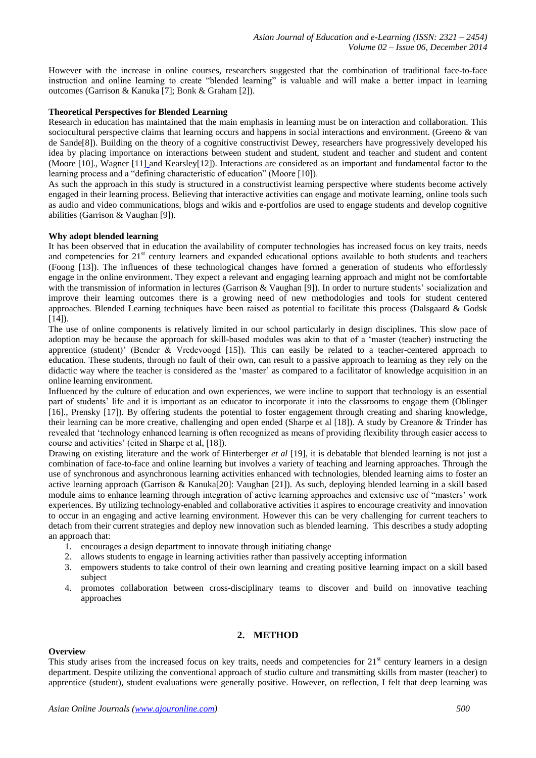However with the increase in online courses, researchers suggested that the combination of traditional face-to-face instruction and online learning to create "blended learning" is valuable and will make a better impact in learning outcomes (Garrison & Kanuka [7]; Bonk & Graham [2]).

**Theoretical Perspectives for Blended Learning**

Research in education has maintained that the main emphasis in learning must be on interaction and collaboration. This sociocultural perspective claims that learning occurs and happens in social interactions and environment. (Greeno & van de Sande[8]). Building on the theory of a cognitive constructivist Dewey, researchers have progressively developed his idea by placing importance on interactions between student and student, student and teacher and student and content (Moore [10]., Wagner [11] and Kearsley[12]). Interactions are considered as an important and fundamental factor to the learning process and a "defining characteristic of education" (Moore [10]).

As such the approach in this study is structured in a constructivist learning perspective where students become actively engaged in their learning process. Believing that interactive activities can engage and motivate learning, online tools such as audio and video communications, blogs and wikis and e-portfolios are used to engage students and develop cognitive abilities (Garrison & Vaughan [9]).

**Why adopt blended learning**

It has been observed that in education the availability of computer technologies has increased focus on key traits, needs and competencies for 21st century learners and expanded educational options available to both students and teachers (Foong [13]). The influences of these technological changes have formed a generation of students who effortlessly engage in the online environment. They expect a relevant and engaging learning approach and might not be comfortable with the transmission of information in lectures (Garrison & Vaughan [9]). In order to nurture students' socialization and improve their learning outcomes there is a growing need of new methodologies and tools for student centered approaches. Blended Learning techniques have been raised as potential to facilitate this process (Dalsgaard & Godsk [14]).

The use of online components is relatively limited in our school particularly in design disciplines. This slow pace of adoption may be because the approach for skill-based modules was akin to that of a 'master (teacher) instructing the apprentice (student)' (Bender & Vredevoogd [15]). This can easily be related to a teacher-centered approach to education. These students, through no fault of their own, can result to a passive approach to learning as they rely on the didactic way where the teacher is considered as the 'master' as compared to a facilitator of knowledge acquisition in an online learning environment.

Influenced by the culture of education and own experiences, we were incline to support that technology is an essential part of students' life and it is important as an educator to incorporate it into the classrooms to engage them (Oblinger [16]., Prensky [17]). By offering students the potential to foster engagement through creating and sharing knowledge, their learning can be more creative, challenging and open ended (Sharpe et al [18]). A study by Creanore & Trinder has revealed that 'technology enhanced learning is often recognized as means of providing flexibility through easier access to course and activities' (cited in Sharpe et al, [18]).

Drawing on existing literature and the work of Hinterberger *et al* [19], it is debatable that blended learning is not just a combination of face-to-face and online learning but involves a variety of teaching and learning approaches. Through the use of synchronous and asynchronous learning activities enhanced with technologies, blended learning aims to foster an active learning approach (Garrison & Kanuka[20]: Vaughan [21]). As such, deploying blended learning in a skill based module aims to enhance learning through integration of active learning approaches and extensive use of "masters' work experiences. By utilizing technology-enabled and collaborative activities it aspires to encourage creativity and innovation to occur in an engaging and active learning environment. However this can be very challenging for current teachers to detach from their current strategies and deploy new innovation such as blended learning. This describes a study adopting an approach that:

1. encourages a design department to innovate through initiating change
2. allows students to engage in learning activities rather than passively accepting information
3. empowers students to take control of their own learning and creating positive learning impact on a skill based subject
4. promotes collaboration between cross-disciplinary teams to discover and build on innovative teaching approaches

## 2. METHOD

**Overview**

This study arises from the increased focus on key traits, needs and competencies for 21st century learners in a design department. Despite utilizing the conventional approach of studio culture and transmitting skills from master (teacher) to apprentice (student), student evaluations were generally positive. However, on reflection, I felt that deep learning was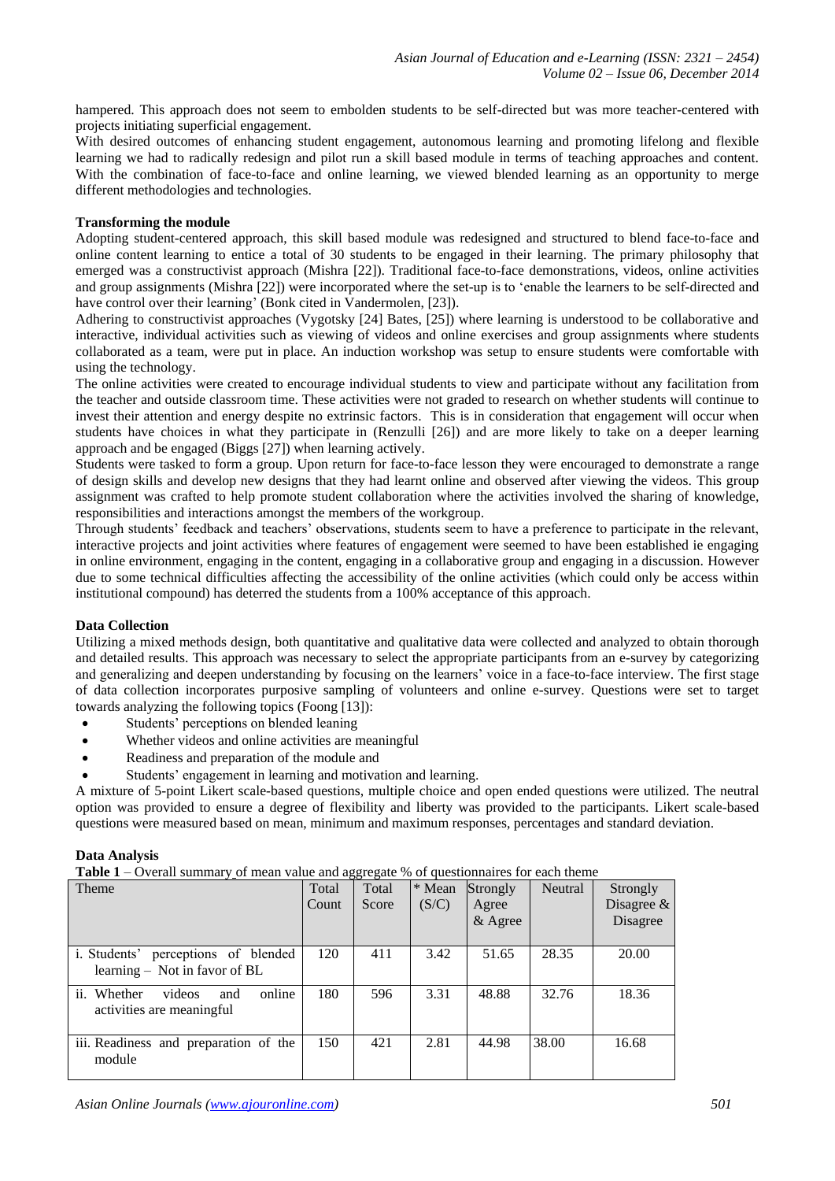hampered. This approach does not seem to embolden students to be self-directed but was more teacher-centered with projects initiating superficial engagement.

With desired outcomes of enhancing student engagement, autonomous learning and promoting lifelong and flexible learning we had to radically redesign and pilot run a skill based module in terms of teaching approaches and content. With the combination of face-to-face and online learning, we viewed blended learning as an opportunity to merge different methodologies and technologies.

**Transforming the module**

Adopting student-centered approach, this skill based module was redesigned and structured to blend face-to-face and online content learning to entice a total of 30 students to be engaged in their learning. The primary philosophy that emerged was a constructivist approach (Mishra [22]). Traditional face-to-face demonstrations, videos, online activities and group assignments (Mishra [22]) were incorporated where the set-up is to 'enable the learners to be self-directed and have control over their learning' (Bonk cited in Vandermolen, [23]).

Adhering to constructivist approaches (Vygotsky [24] Bates, [25]) where learning is understood to be collaborative and interactive, individual activities such as viewing of videos and online exercises and group assignments where students collaborated as a team, were put in place. An induction workshop was setup to ensure students were comfortable with using the technology.

The online activities were created to encourage individual students to view and participate without any facilitation from the teacher and outside classroom time. These activities were not graded to research on whether students will continue to invest their attention and energy despite no extrinsic factors. This is in consideration that engagement will occur when students have choices in what they participate in (Renzulli [26]) and are more likely to take on a deeper learning approach and be engaged (Biggs [27]) when learning actively.

Students were tasked to form a group. Upon return for face-to-face lesson they were encouraged to demonstrate a range of design skills and develop new designs that they had learnt online and observed after viewing the videos. This group assignment was crafted to help promote student collaboration where the activities involved the sharing of knowledge, responsibilities and interactions amongst the members of the workgroup.

Through students' feedback and teachers' observations, students seem to have a preference to participate in the relevant, interactive projects and joint activities where features of engagement were seemed to have been established ie engaging in online environment, engaging in the content, engaging in a collaborative group and engaging in a discussion. However due to some technical difficulties affecting the accessibility of the online activities (which could only be access within institutional compound) has deterred the students from a 100% acceptance of this approach.

**Data Collection**

Utilizing a mixed methods design, both quantitative and qualitative data were collected and analyzed to obtain thorough and detailed results. This approach was necessary to select the appropriate participants from an e-survey by categorizing and generalizing and deepen understanding by focusing on the learners' voice in a face-to-face interview. The first stage of data collection incorporates purposive sampling of volunteers and online e-survey. Questions were set to target towards analyzing the following topics (Foong [13]):

- Students' perceptions on blended leaning
- Whether videos and online activities are meaningful
- Readiness and preparation of the module and
- Students' engagement in learning and motivation and learning.

A mixture of 5-point Likert scale-based questions, multiple choice and open ended questions were utilized. The neutral option was provided to ensure a degree of flexibility and liberty was provided to the participants. Likert scale-based questions were measured based on mean, minimum and maximum responses, percentages and standard deviation.

**Data Analysis**

**Table 1** – Overall summary of mean value and aggregate % of questionnaires for each theme

| Theme | Total Count | Total Score | * Mean (S/C) | Strongly Agree & Agree | Neutral | Strongly Disagree & Disagree |
|---|---|---|---|---|---|---|
| i. Students' perceptions of blended learning – Not in favor of BL | 120 | 411 | 3.42 | 51.65 | 28.35 | 20.00 |
| ii. Whether videos and online activities are meaningful | 180 | 596 | 3.31 | 48.88 | 32.76 | 18.36 |
| iii. Readiness and preparation of the module | 150 | 421 | 2.81 | 44.98 | 38.00 | 16.68 |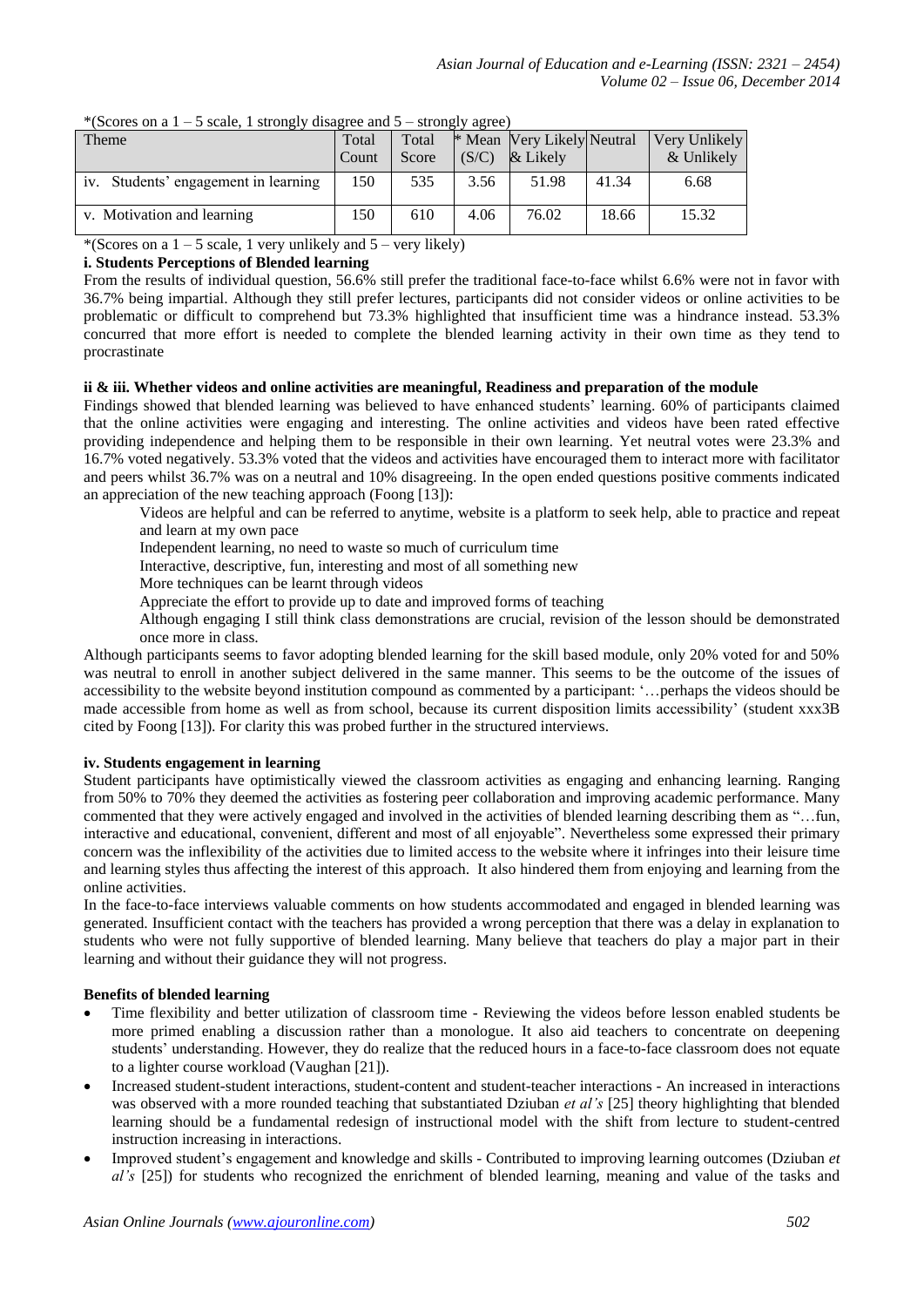*(Scores on a 1 – 5 scale, 1 strongly disagree and 5 – strongly agree)

| Theme | Total Count | Total Score | * Mean (S/C) | Very Likely & Likely | Neutral | Very Unlikely & Unlikely |
|---|---|---|---|---|---|---|
| iv. Students' engagement in learning | 150 | 535 | 3.56 | 51.98 | 41.34 | 6.68 |
| v. Motivation and learning | 150 | 610 | 4.06 | 76.02 | 18.66 | 15.32 |

*(Scores on a 1 – 5 scale, 1 very unlikely and 5 – very likely)

**i. Students Perceptions of Blended learning**

From the results of individual question, 56.6% still prefer the traditional face-to-face whilst 6.6% were not in favor with 36.7% being impartial. Although they still prefer lectures, participants did not consider videos or online activities to be problematic or difficult to comprehend but 73.3% highlighted that insufficient time was a hindrance instead. 53.3% concurred that more effort is needed to complete the blended learning activity in their own time as they tend to procrastinate

**ii & iii. Whether videos and online activities are meaningful, Readiness and preparation of the module**

Findings showed that blended learning was believed to have enhanced students' learning. 60% of participants claimed that the online activities were engaging and interesting. The online activities and videos have been rated effective providing independence and helping them to be responsible in their own learning. Yet neutral votes were 23.3% and 16.7% voted negatively. 53.3% voted that the videos and activities have encouraged them to interact more with facilitator and peers whilst 36.7% was on a neutral and 10% disagreeing. In the open ended questions positive comments indicated an appreciation of the new teaching approach (Foong [13]):

> Videos are helpful and can be referred to anytime, website is a platform to seek help, able to practice and repeat and learn at my own pace
>
> Independent learning, no need to waste so much of curriculum time
>
> Interactive, descriptive, fun, interesting and most of all something new
>
> More techniques can be learnt through videos
>
> Appreciate the effort to provide up to date and improved forms of teaching
>
> Although engaging I still think class demonstrations are crucial, revision of the lesson should be demonstrated once more in class.

Although participants seems to favor adopting blended learning for the skill based module, only 20% voted for and 50% was neutral to enroll in another subject delivered in the same manner. This seems to be the outcome of the issues of accessibility to the website beyond institution compound as commented by a participant: '…perhaps the videos should be made accessible from home as well as from school, because its current disposition limits accessibility' (student xxx3B cited by Foong [13]). For clarity this was probed further in the structured interviews.

**iv. Students engagement in learning**

Student participants have optimistically viewed the classroom activities as engaging and enhancing learning. Ranging from 50% to 70% they deemed the activities as fostering peer collaboration and improving academic performance. Many commented that they were actively engaged and involved in the activities of blended learning describing them as "…fun, interactive and educational, convenient, different and most of all enjoyable". Nevertheless some expressed their primary concern was the inflexibility of the activities due to limited access to the website where it infringes into their leisure time and learning styles thus affecting the interest of this approach. It also hindered them from enjoying and learning from the online activities.

In the face-to-face interviews valuable comments on how students accommodated and engaged in blended learning was generated. Insufficient contact with the teachers has provided a wrong perception that there was a delay in explanation to students who were not fully supportive of blended learning. Many believe that teachers do play a major part in their learning and without their guidance they will not progress.

**Benefits of blended learning**

- Time flexibility and better utilization of classroom time - Reviewing the videos before lesson enabled students be more primed enabling a discussion rather than a monologue. It also aid teachers to concentrate on deepening students' understanding. However, they do realize that the reduced hours in a face-to-face classroom does not equate to a lighter course workload (Vaughan [21]).
- Increased student-student interactions, student-content and student-teacher interactions - An increased in interactions was observed with a more rounded teaching that substantiated Dziuban *et al's* [25] theory highlighting that blended learning should be a fundamental redesign of instructional model with the shift from lecture to student-centred instruction increasing in interactions.
- Improved student's engagement and knowledge and skills - Contributed to improving learning outcomes (Dziuban *et al's* [25]) for students who recognized the enrichment of blended learning, meaning and value of the tasks and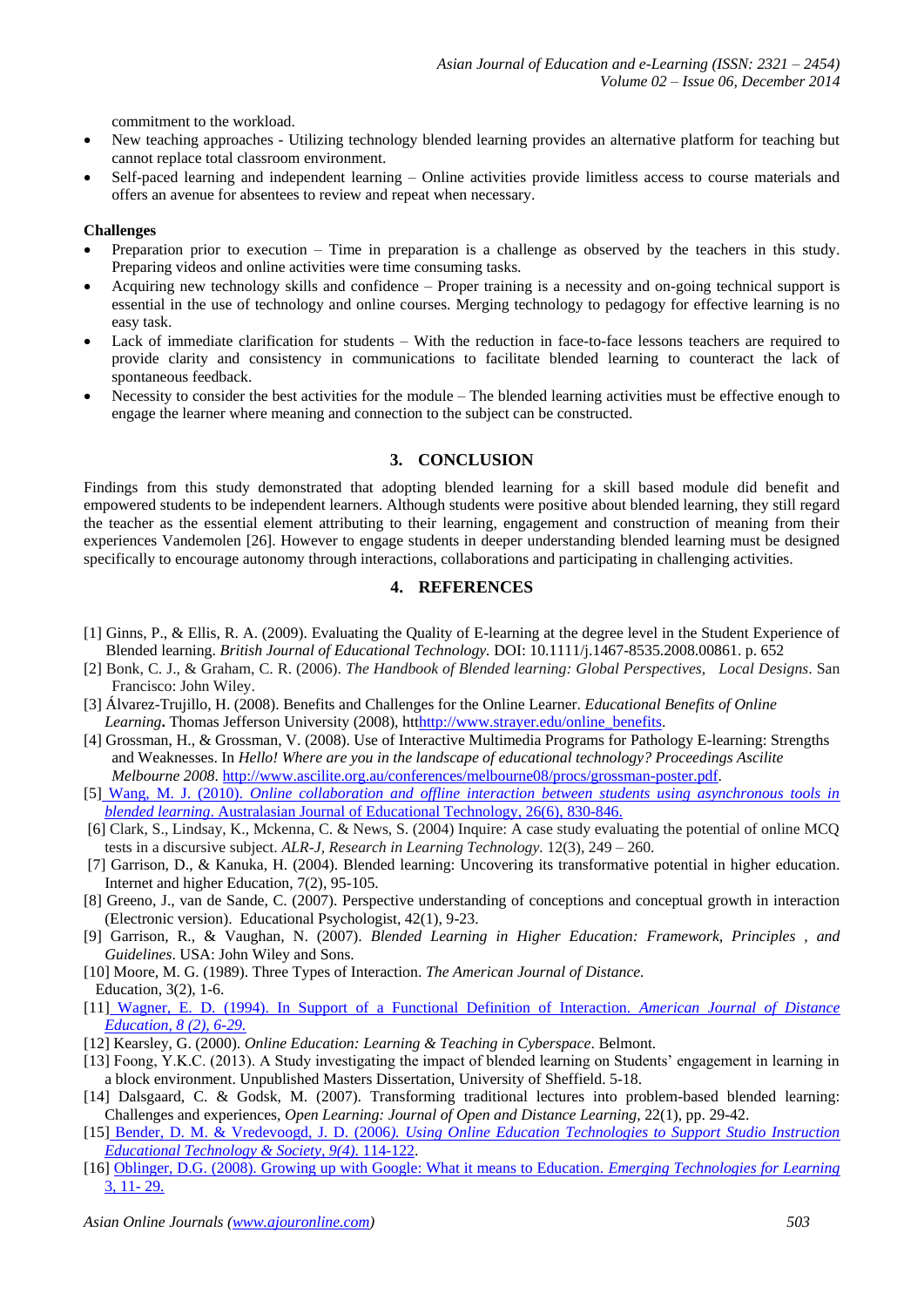commitment to the workload.

- New teaching approaches - Utilizing technology blended learning provides an alternative platform for teaching but cannot replace total classroom environment.
- Self-paced learning and independent learning – Online activities provide limitless access to course materials and offers an avenue for absentees to review and repeat when necessary.

**Challenges**

- Preparation prior to execution – Time in preparation is a challenge as observed by the teachers in this study. Preparing videos and online activities were time consuming tasks.
- Acquiring new technology skills and confidence – Proper training is a necessity and on-going technical support is essential in the use of technology and online courses. Merging technology to pedagogy for effective learning is no easy task.
- Lack of immediate clarification for students – With the reduction in face-to-face lessons teachers are required to provide clarity and consistency in communications to facilitate blended learning to counteract the lack of spontaneous feedback.
- Necessity to consider the best activities for the module – The blended learning activities must be effective enough to engage the learner where meaning and connection to the subject can be constructed.

## 3. CONCLUSION

Findings from this study demonstrated that adopting blended learning for a skill based module did benefit and empowered students to be independent learners. Although students were positive about blended learning, they still regard the teacher as the essential element attributing to their learning, engagement and construction of meaning from their experiences Vandemolen [26]. However to engage students in deeper understanding blended learning must be designed specifically to encourage autonomy through interactions, collaborations and participating in challenging activities.

## 4. REFERENCES

[1] Ginns, P., & Ellis, R. A. (2009). Evaluating the Quality of E-learning at the degree level in the Student Experience of Blended learning. *British Journal of Educational Technology.* DOI: 10.1111/j.1467-8535.2008.00861. p. 652

[2] Bonk, C. J., & Graham, C. R. (2006). *The Handbook of Blended learning: Global Perspectives, Local Designs*. San Francisco: John Wiley.

[3] Álvarez-Trujillo, H. (2008). Benefits and Challenges for the Online Learner. *Educational Benefits of Online Learning***.** Thomas Jefferson University (2008), htthttp://www.strayer.edu/online_benefits.

[4] Grossman, H., & Grossman, V. (2008). Use of Interactive Multimedia Programs for Pathology E-learning: Strengths and Weaknesses. In *Hello! Where are you in the landscape of educational technology? Proceedings Ascilite Melbourne 2008*. http://www.ascilite.org.au/conferences/melbourne08/procs/grossman-poster.pdf.

[5] Wang, M. J. (2010). *Online collaboration and offline interaction between students using asynchronous tools in blended learning*. Australasian Journal of Educational Technology, 26(6), 830-846.

[6] Clark, S., Lindsay, K., Mckenna, C. & News, S. (2004) Inquire: A case study evaluating the potential of online MCQ tests in a discursive subject. *ALR-J, Research in Learning Technology.* 12(3), 249 – 260.

[7] Garrison, D., & Kanuka, H. (2004). Blended learning: Uncovering its transformative potential in higher education. Internet and higher Education, 7(2), 95-105.

[8] Greeno, J., van de Sande, C. (2007). Perspective understanding of conceptions and conceptual growth in interaction (Electronic version). Educational Psychologist, 42(1), 9-23.

[9] Garrison, R., & Vaughan, N. (2007). *Blended Learning in Higher Education: Framework, Principles , and Guidelines*. USA: John Wiley and Sons.

[10] Moore, M. G. (1989). Three Types of Interaction. *The American Journal of Distance.* Education, 3(2), 1-6.

[11] Wagner, E. D. (1994). In Support of a Functional Definition of Interaction. *American Journal of Distance Education, 8 (2), 6-29.*

[12] Kearsley, G. (2000). *Online Education: Learning & Teaching in Cyberspace*. Belmont.

[13] Foong, Y.K.C. (2013). A Study investigating the impact of blended learning on Students' engagement in learning in a block environment. Unpublished Masters Dissertation, University of Sheffield. 5-18.

[14] Dalsgaard, C. & Godsk, M. (2007). Transforming traditional lectures into problem-based blended learning: Challenges and experiences, *Open Learning: Journal of Open and Distance Learning,* 22(1), pp. 29-42.

[15] Bender, D. M. & Vredevoogd, J. D. (2006*). Using Online Education Technologies to Support Studio Instruction Educational Technology & Society, 9(4).* 114-122.

[16] Oblinger, D.G. (2008). Growing up with Google: What it means to Education. *Emerging Technologies for Learning* 3, 11- 29.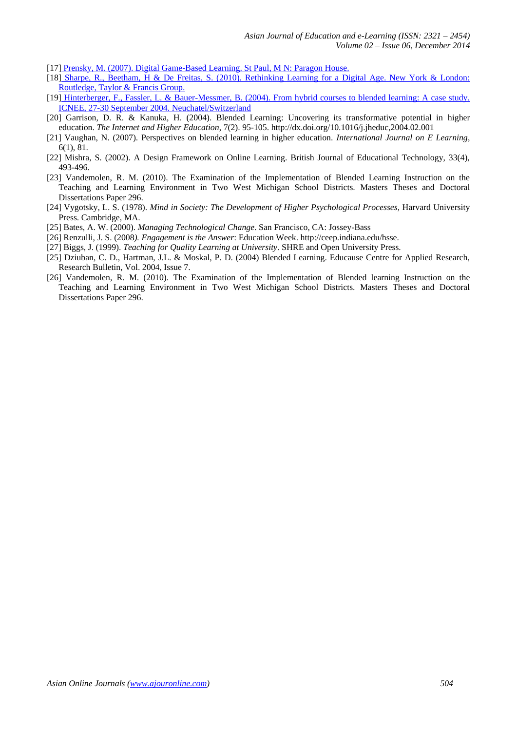[17] Prensky, M. (2007). Digital Game-Based Learning. St Paul, M N: Paragon House.

[18] Sharpe, R., Beetham, H & De Freitas, S. (2010). Rethinking Learning for a Digital Age. New York & London: Routledge, Taylor & Francis Group.

[19] Hinterberger, F., Fassler, L. & Bauer-Messmer, B. (2004). From hybrid courses to blended learning: A case study. ICNEE, 27-30 September 2004. Neuchatel/Switzerland

[20] Garrison, D. R. & Kanuka, H. (2004). Blended Learning: Uncovering its transformative potential in higher education. *The Internet and Higher Education*, 7(2). 95-105. http://dx.doi.org/10.1016/j.jheduc,2004.02.001

[21] Vaughan, N. (2007). Perspectives on blended learning in higher education. *International Journal on E Learning*, 6(1), 81.

[22] Mishra, S. (2002). A Design Framework on Online Learning. British Journal of Educational Technology, 33(4), 493-496.

[23] Vandemolen, R. M. (2010). The Examination of the Implementation of Blended Learning Instruction on the Teaching and Learning Environment in Two West Michigan School Districts. Masters Theses and Doctoral Dissertations Paper 296.

[24] Vygotsky, L. S. (1978). *Mind in Society: The Development of Higher Psychological Processes*, Harvard University Press. Cambridge, MA.

[25] Bates, A. W. (2000). *Managing Technological Change.* San Francisco, CA: Jossey-Bass

[26] Renzulli, J. S. (2008*). Engagement is the Answer*: Education Week. http://ceep.indiana.edu/hsse.

[27] Biggs, J. (1999). *Teaching for Quality Learning at University*. SHRE and Open University Press.

[25] Dziuban, C. D., Hartman, J.L. & Moskal, P. D. (2004) Blended Learning. Educause Centre for Applied Research, Research Bulletin, Vol. 2004, Issue 7.

[26] Vandemolen, R. M. (2010). The Examination of the Implementation of Blended learning Instruction on the Teaching and Learning Environment in Two West Michigan School Districts. Masters Theses and Doctoral Dissertations Paper 296.